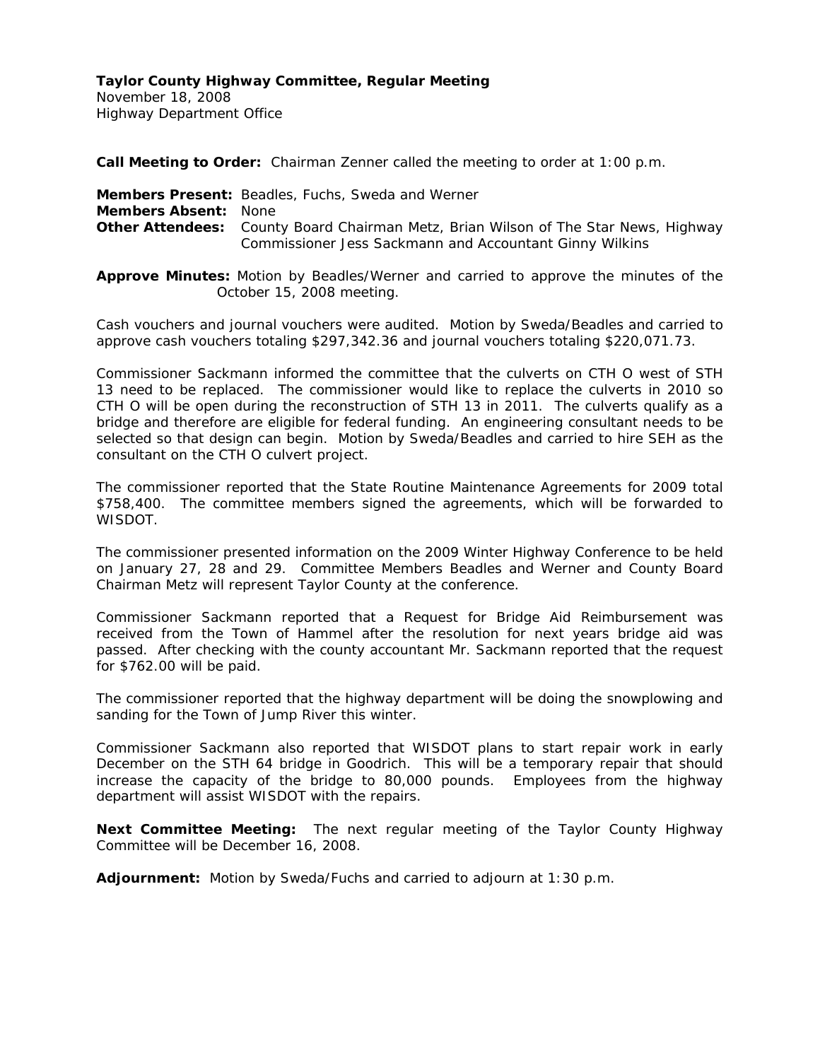**Taylor County Highway Committee, Regular Meeting**
November 18, 2008
Highway Department Office

**Call Meeting to Order:** Chairman Zenner called the meeting to order at 1:00 p.m.

**Members Present:** Beadles, Fuchs, Sweda and Werner
**Members Absent:** None
**Other Attendees:** County Board Chairman Metz, Brian Wilson of The Star News, Highway Commissioner Jess Sackmann and Accountant Ginny Wilkins

**Approve Minutes:** Motion by Beadles/Werner and carried to approve the minutes of the October 15, 2008 meeting.

Cash vouchers and journal vouchers were audited. Motion by Sweda/Beadles and carried to approve cash vouchers totaling $297,342.36 and journal vouchers totaling $220,071.73.

Commissioner Sackmann informed the committee that the culverts on CTH O west of STH 13 need to be replaced. The commissioner would like to replace the culverts in 2010 so CTH O will be open during the reconstruction of STH 13 in 2011. The culverts qualify as a bridge and therefore are eligible for federal funding. An engineering consultant needs to be selected so that design can begin. Motion by Sweda/Beadles and carried to hire SEH as the consultant on the CTH O culvert project.

The commissioner reported that the State Routine Maintenance Agreements for 2009 total $758,400. The committee members signed the agreements, which will be forwarded to WISDOT.

The commissioner presented information on the 2009 Winter Highway Conference to be held on January 27, 28 and 29. Committee Members Beadles and Werner and County Board Chairman Metz will represent Taylor County at the conference.

Commissioner Sackmann reported that a Request for Bridge Aid Reimbursement was received from the Town of Hammel after the resolution for next years bridge aid was passed. After checking with the county accountant Mr. Sackmann reported that the request for $762.00 will be paid.

The commissioner reported that the highway department will be doing the snowplowing and sanding for the Town of Jump River this winter.

Commissioner Sackmann also reported that WISDOT plans to start repair work in early December on the STH 64 bridge in Goodrich. This will be a temporary repair that should increase the capacity of the bridge to 80,000 pounds. Employees from the highway department will assist WISDOT with the repairs.

**Next Committee Meeting:** The next regular meeting of the Taylor County Highway Committee will be December 16, 2008.

**Adjournment:** Motion by Sweda/Fuchs and carried to adjourn at 1:30 p.m.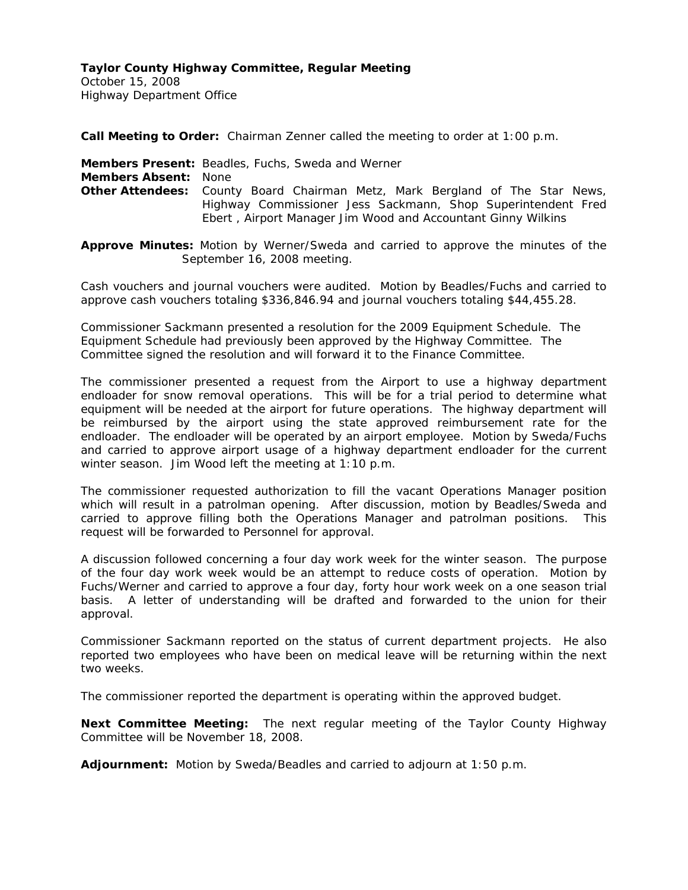**Taylor County Highway Committee, Regular Meeting**
October 15, 2008
Highway Department Office

**Call Meeting to Order:** Chairman Zenner called the meeting to order at 1:00 p.m.

**Members Present:** Beadles, Fuchs, Sweda and Werner
**Members Absent:** None
**Other Attendees:** County Board Chairman Metz, Mark Bergland of The Star News, Highway Commissioner Jess Sackmann, Shop Superintendent Fred Ebert , Airport Manager Jim Wood and Accountant Ginny Wilkins

**Approve Minutes:** Motion by Werner/Sweda and carried to approve the minutes of the September 16, 2008 meeting.

Cash vouchers and journal vouchers were audited. Motion by Beadles/Fuchs and carried to approve cash vouchers totaling $336,846.94 and journal vouchers totaling $44,455.28.

Commissioner Sackmann presented a resolution for the 2009 Equipment Schedule. The Equipment Schedule had previously been approved by the Highway Committee. The Committee signed the resolution and will forward it to the Finance Committee.

The commissioner presented a request from the Airport to use a highway department endloader for snow removal operations. This will be for a trial period to determine what equipment will be needed at the airport for future operations. The highway department will be reimbursed by the airport using the state approved reimbursement rate for the endloader. The endloader will be operated by an airport employee. Motion by Sweda/Fuchs and carried to approve airport usage of a highway department endloader for the current winter season. Jim Wood left the meeting at 1:10 p.m.

The commissioner requested authorization to fill the vacant Operations Manager position which will result in a patrolman opening. After discussion, motion by Beadles/Sweda and carried to approve filling both the Operations Manager and patrolman positions. This request will be forwarded to Personnel for approval.

A discussion followed concerning a four day work week for the winter season. The purpose of the four day work week would be an attempt to reduce costs of operation. Motion by Fuchs/Werner and carried to approve a four day, forty hour work week on a one season trial basis. A letter of understanding will be drafted and forwarded to the union for their approval.

Commissioner Sackmann reported on the status of current department projects. He also reported two employees who have been on medical leave will be returning within the next two weeks.

The commissioner reported the department is operating within the approved budget.

**Next Committee Meeting:** The next regular meeting of the Taylor County Highway Committee will be November 18, 2008.

**Adjournment:** Motion by Sweda/Beadles and carried to adjourn at 1:50 p.m.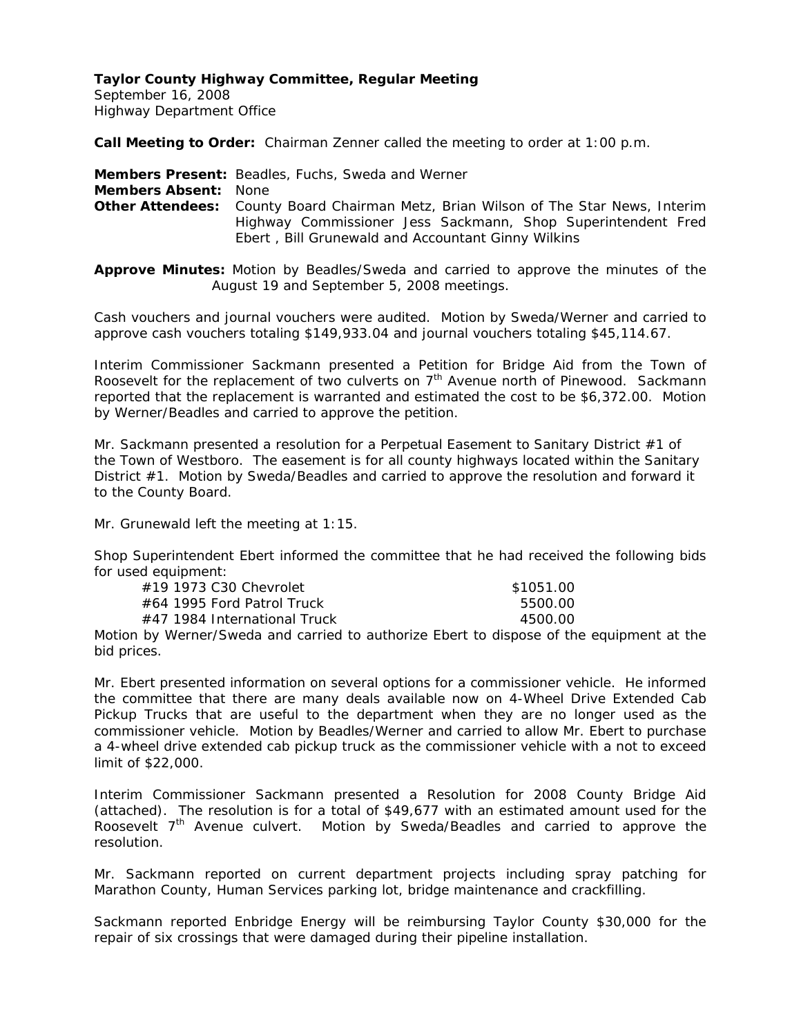**Taylor County Highway Committee, Regular Meeting**
September 16, 2008
Highway Department Office

**Call Meeting to Order:** Chairman Zenner called the meeting to order at 1:00 p.m.

**Members Present:** Beadles, Fuchs, Sweda and Werner
**Members Absent:** None
**Other Attendees:** County Board Chairman Metz, Brian Wilson of The Star News, Interim Highway Commissioner Jess Sackmann, Shop Superintendent Fred Ebert , Bill Grunewald and Accountant Ginny Wilkins

**Approve Minutes:** Motion by Beadles/Sweda and carried to approve the minutes of the August 19 and September 5, 2008 meetings.

Cash vouchers and journal vouchers were audited. Motion by Sweda/Werner and carried to approve cash vouchers totaling $149,933.04 and journal vouchers totaling $45,114.67.

Interim Commissioner Sackmann presented a Petition for Bridge Aid from the Town of Roosevelt for the replacement of two culverts on 7th Avenue north of Pinewood. Sackmann reported that the replacement is warranted and estimated the cost to be $6,372.00. Motion by Werner/Beadles and carried to approve the petition.

Mr. Sackmann presented a resolution for a Perpetual Easement to Sanitary District #1 of the Town of Westboro. The easement is for all county highways located within the Sanitary District #1. Motion by Sweda/Beadles and carried to approve the resolution and forward it to the County Board.

Mr. Grunewald left the meeting at 1:15.

Shop Superintendent Ebert informed the committee that he had received the following bids for used equipment:

| | |
|---|---|
| #19 1973 C30 Chevrolet | $1051.00 |
| #64 1995 Ford Patrol Truck | 5500.00 |
| #47 1984 International Truck | 4500.00 |

Motion by Werner/Sweda and carried to authorize Ebert to dispose of the equipment at the bid prices.

Mr. Ebert presented information on several options for a commissioner vehicle. He informed the committee that there are many deals available now on 4-Wheel Drive Extended Cab Pickup Trucks that are useful to the department when they are no longer used as the commissioner vehicle. Motion by Beadles/Werner and carried to allow Mr. Ebert to purchase a 4-wheel drive extended cab pickup truck as the commissioner vehicle with a not to exceed limit of $22,000.

Interim Commissioner Sackmann presented a Resolution for 2008 County Bridge Aid (attached). The resolution is for a total of $49,677 with an estimated amount used for the Roosevelt 7th Avenue culvert. Motion by Sweda/Beadles and carried to approve the resolution.

Mr. Sackmann reported on current department projects including spray patching for Marathon County, Human Services parking lot, bridge maintenance and crackfilling.

Sackmann reported Enbridge Energy will be reimbursing Taylor County $30,000 for the repair of six crossings that were damaged during their pipeline installation.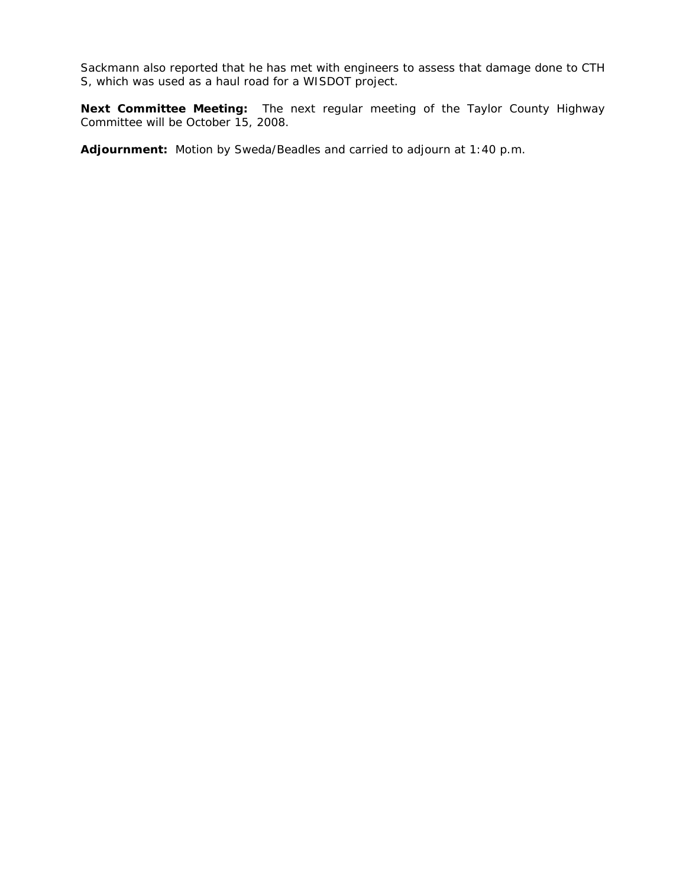Sackmann also reported that he has met with engineers to assess that damage done to CTH S, which was used as a haul road for a WISDOT project.

**Next Committee Meeting:** The next regular meeting of the Taylor County Highway Committee will be October 15, 2008.

**Adjournment:** Motion by Sweda/Beadles and carried to adjourn at 1:40 p.m.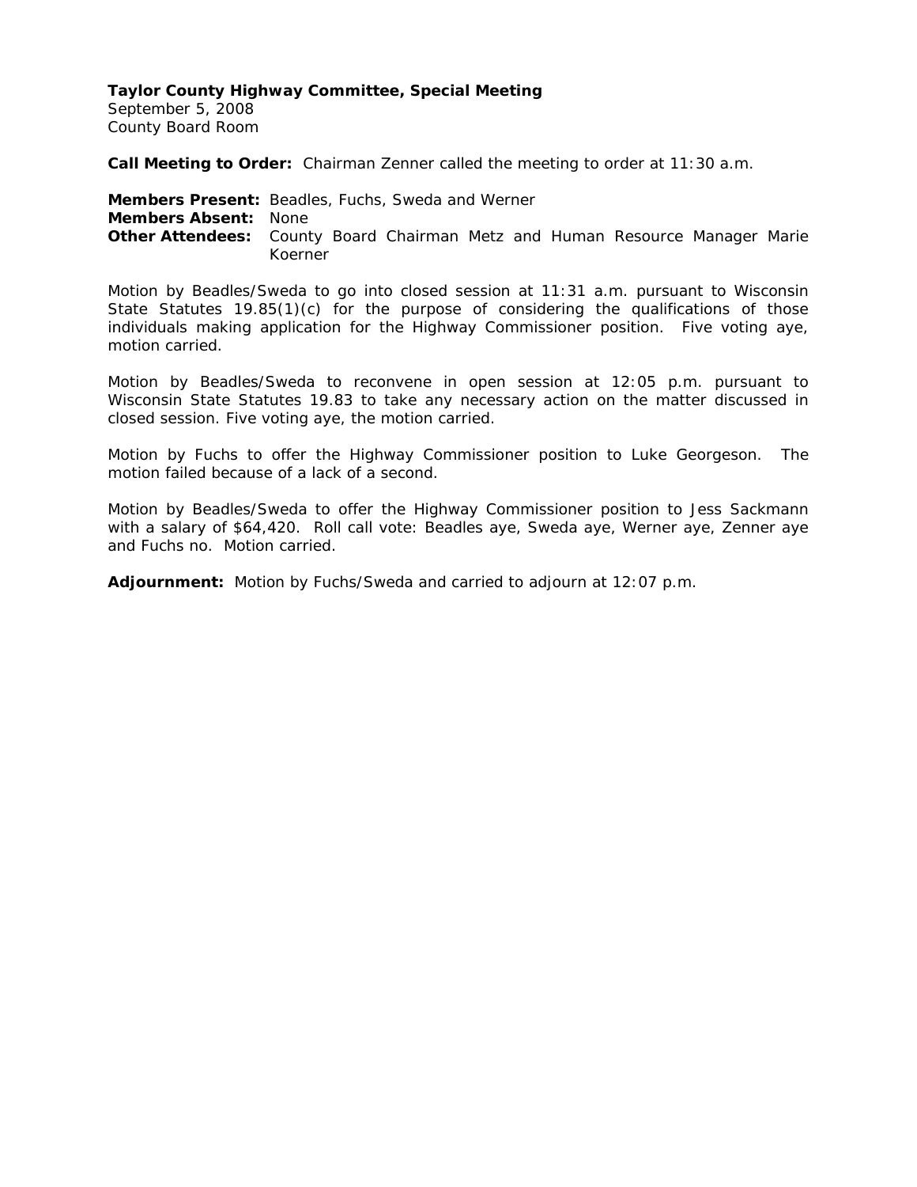**Taylor County Highway Committee, Special Meeting**
September 5, 2008
County Board Room

**Call Meeting to Order:** Chairman Zenner called the meeting to order at 11:30 a.m.

**Members Present:** Beadles, Fuchs, Sweda and Werner
**Members Absent:** None
**Other Attendees:** County Board Chairman Metz and Human Resource Manager Marie Koerner

Motion by Beadles/Sweda to go into closed session at 11:31 a.m. pursuant to Wisconsin State Statutes 19.85(1)(c) for the purpose of considering the qualifications of those individuals making application for the Highway Commissioner position. Five voting aye, motion carried.

Motion by Beadles/Sweda to reconvene in open session at 12:05 p.m. pursuant to Wisconsin State Statutes 19.83 to take any necessary action on the matter discussed in closed session. Five voting aye, the motion carried.

Motion by Fuchs to offer the Highway Commissioner position to Luke Georgeson. The motion failed because of a lack of a second.

Motion by Beadles/Sweda to offer the Highway Commissioner position to Jess Sackmann with a salary of $64,420. Roll call vote: Beadles aye, Sweda aye, Werner aye, Zenner aye and Fuchs no. Motion carried.

**Adjournment:** Motion by Fuchs/Sweda and carried to adjourn at 12:07 p.m.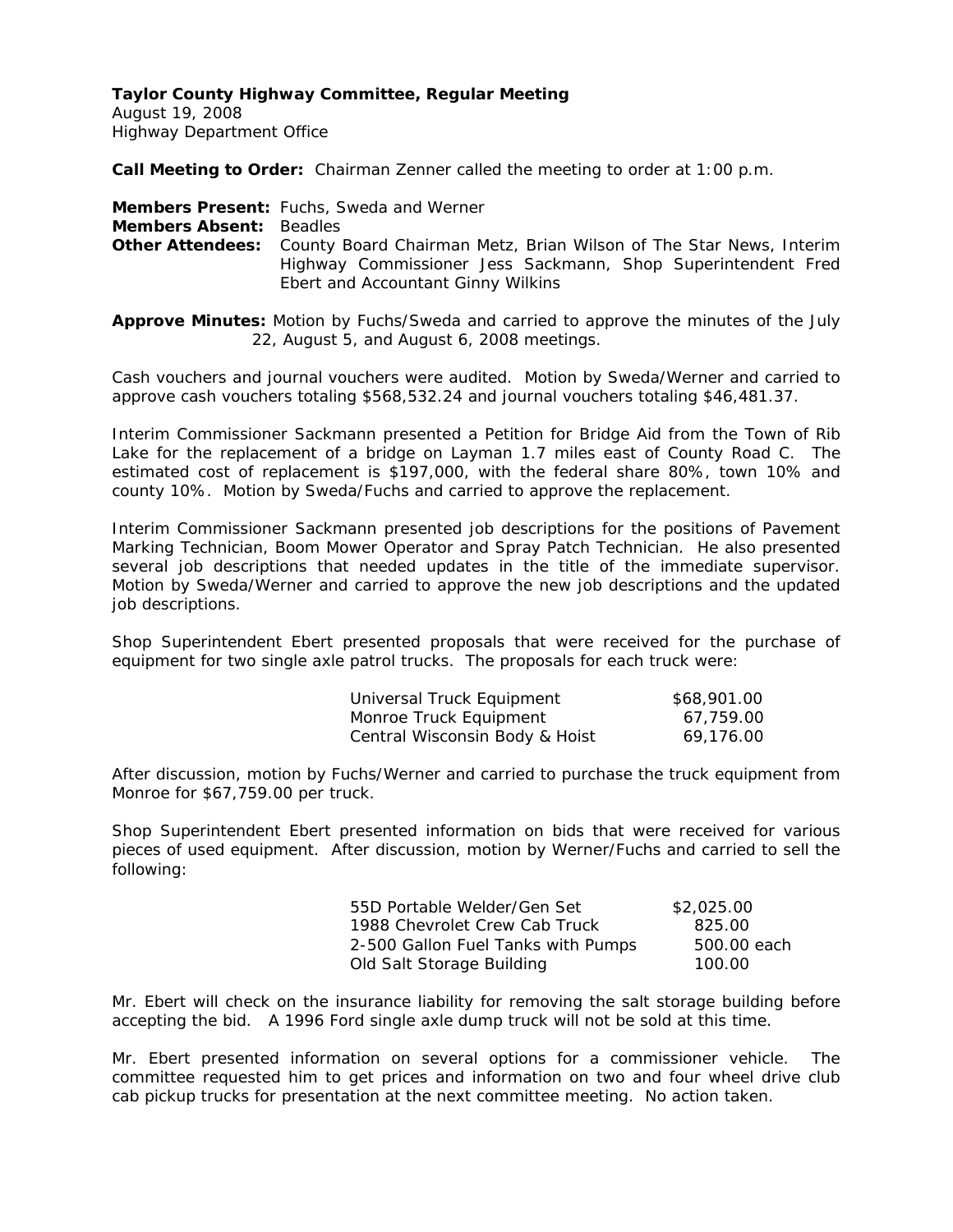**Taylor County Highway Committee, Regular Meeting**
August 19, 2008
Highway Department Office

**Call Meeting to Order:** Chairman Zenner called the meeting to order at 1:00 p.m.

**Members Present:** Fuchs, Sweda and Werner
**Members Absent:** Beadles
**Other Attendees:** County Board Chairman Metz, Brian Wilson of The Star News, Interim Highway Commissioner Jess Sackmann, Shop Superintendent Fred Ebert and Accountant Ginny Wilkins

**Approve Minutes:** Motion by Fuchs/Sweda and carried to approve the minutes of the July 22, August 5, and August 6, 2008 meetings.

Cash vouchers and journal vouchers were audited. Motion by Sweda/Werner and carried to approve cash vouchers totaling $568,532.24 and journal vouchers totaling $46,481.37.

Interim Commissioner Sackmann presented a Petition for Bridge Aid from the Town of Rib Lake for the replacement of a bridge on Layman 1.7 miles east of County Road C. The estimated cost of replacement is $197,000, with the federal share 80%, town 10% and county 10%. Motion by Sweda/Fuchs and carried to approve the replacement.

Interim Commissioner Sackmann presented job descriptions for the positions of Pavement Marking Technician, Boom Mower Operator and Spray Patch Technician. He also presented several job descriptions that needed updates in the title of the immediate supervisor. Motion by Sweda/Werner and carried to approve the new job descriptions and the updated job descriptions.

Shop Superintendent Ebert presented proposals that were received for the purchase of equipment for two single axle patrol trucks. The proposals for each truck were:

| | |
|---|---|
| Universal Truck Equipment | $68,901.00 |
| Monroe Truck Equipment | 67,759.00 |
| Central Wisconsin Body & Hoist | 69,176.00 |

After discussion, motion by Fuchs/Werner and carried to purchase the truck equipment from Monroe for $67,759.00 per truck.

Shop Superintendent Ebert presented information on bids that were received for various pieces of used equipment. After discussion, motion by Werner/Fuchs and carried to sell the following:

| | |
|---|---|
| 55D Portable Welder/Gen Set | $2,025.00 |
| 1988 Chevrolet Crew Cab Truck | 825.00 |
| 2-500 Gallon Fuel Tanks with Pumps | 500.00 each |
| Old Salt Storage Building | 100.00 |

Mr. Ebert will check on the insurance liability for removing the salt storage building before accepting the bid. A 1996 Ford single axle dump truck will not be sold at this time.

Mr. Ebert presented information on several options for a commissioner vehicle. The committee requested him to get prices and information on two and four wheel drive club cab pickup trucks for presentation at the next committee meeting. No action taken.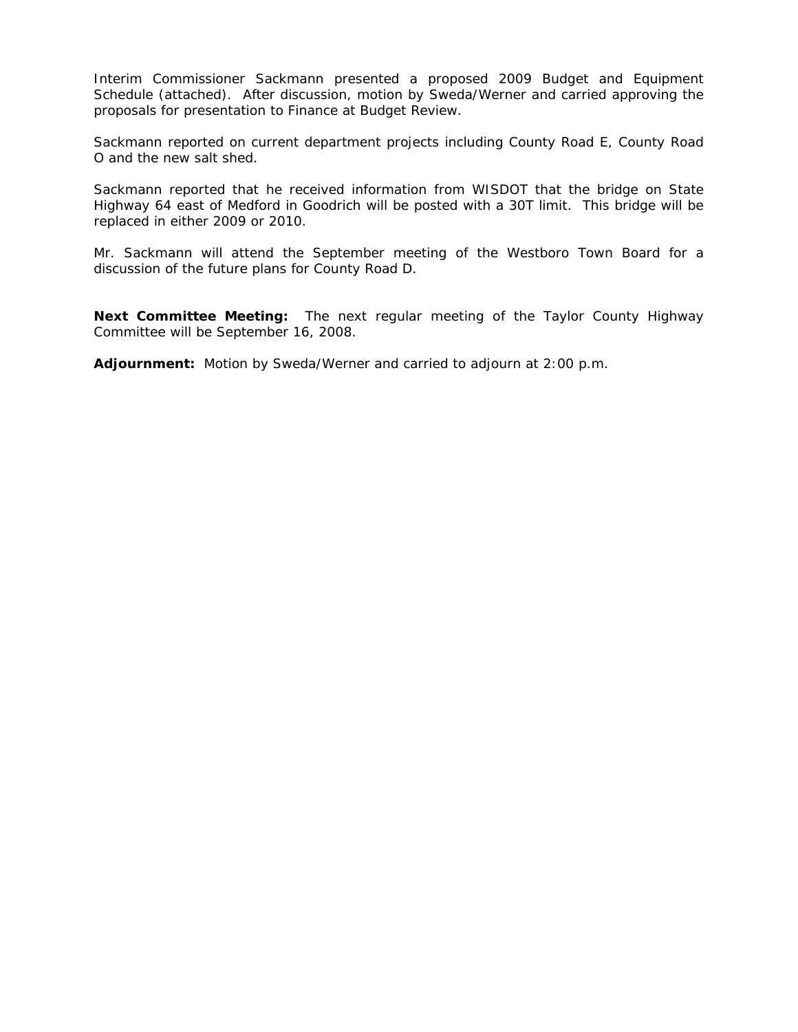Interim Commissioner Sackmann presented a proposed 2009 Budget and Equipment Schedule (attached). After discussion, motion by Sweda/Werner and carried approving the proposals for presentation to Finance at Budget Review.

Sackmann reported on current department projects including County Road E, County Road O and the new salt shed.

Sackmann reported that he received information from WISDOT that the bridge on State Highway 64 east of Medford in Goodrich will be posted with a 30T limit. This bridge will be replaced in either 2009 or 2010.

Mr. Sackmann will attend the September meeting of the Westboro Town Board for a discussion of the future plans for County Road D.

**Next Committee Meeting:** The next regular meeting of the Taylor County Highway Committee will be September 16, 2008.

**Adjournment:** Motion by Sweda/Werner and carried to adjourn at 2:00 p.m.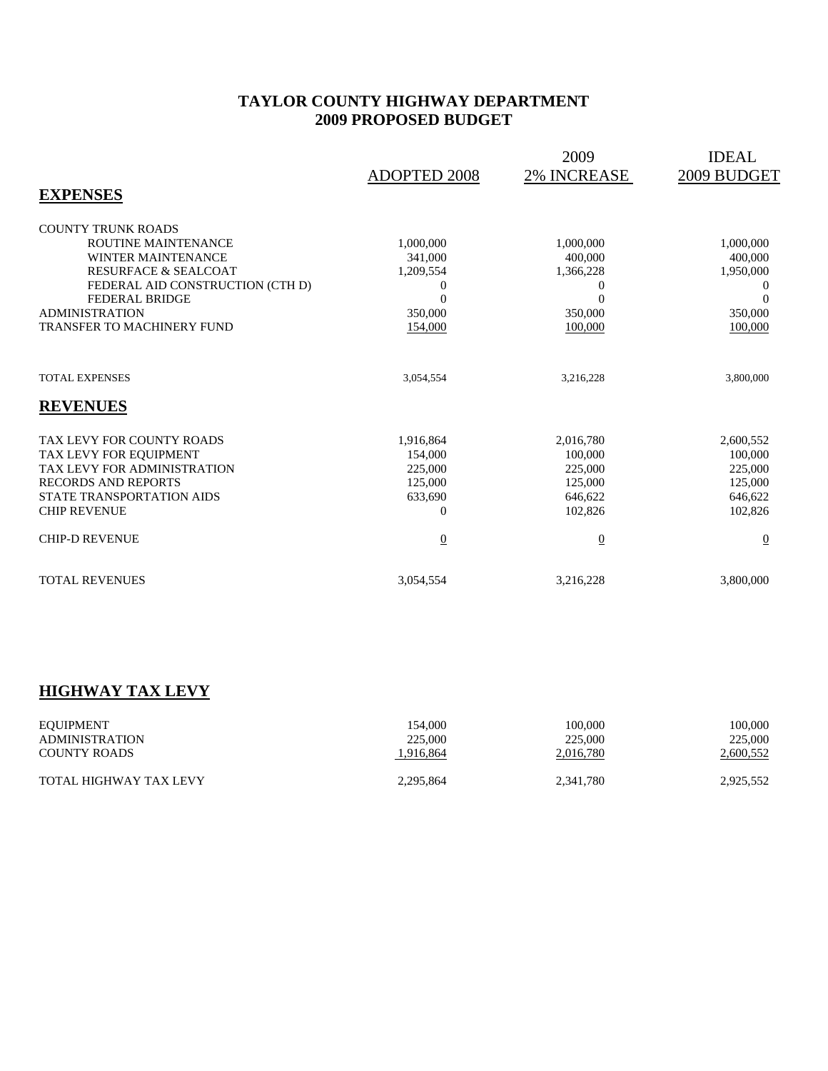# TAYLOR COUNTY HIGHWAY DEPARTMENT
# 2009 PROPOSED BUDGET

| | ADOPTED 2008 | 2009 2% INCREASE | IDEAL 2009 BUDGET |
|---|---|---|---|
| **EXPENSES** | | | |
| COUNTY TRUNK ROADS | | | |
| ROUTINE MAINTENANCE | 1,000,000 | 1,000,000 | 1,000,000 |
| WINTER MAINTENANCE | 341,000 | 400,000 | 400,000 |
| RESURFACE & SEALCOAT | 1,209,554 | 1,366,228 | 1,950,000 |
| FEDERAL AID CONSTRUCTION (CTH D) | 0 | 0 | 0 |
| FEDERAL BRIDGE | 0 | 0 | 0 |
| ADMINISTRATION | 350,000 | 350,000 | 350,000 |
| TRANSFER TO MACHINERY FUND | 154,000 | 100,000 | 100,000 |
| TOTAL EXPENSES | 3,054,554 | 3,216,228 | 3,800,000 |
| **REVENUES** | | | |
| TAX LEVY FOR COUNTY ROADS | 1,916,864 | 2,016,780 | 2,600,552 |
| TAX LEVY FOR EQUIPMENT | 154,000 | 100,000 | 100,000 |
| TAX LEVY FOR ADMINISTRATION | 225,000 | 225,000 | 225,000 |
| RECORDS AND REPORTS | 125,000 | 125,000 | 125,000 |
| STATE TRANSPORTATION AIDS | 633,690 | 646,622 | 646,622 |
| CHIP REVENUE | 0 | 102,826 | 102,826 |
| CHIP-D REVENUE | 0 | 0 | 0 |
| TOTAL REVENUES | 3,054,554 | 3,216,228 | 3,800,000 |

## HIGHWAY TAX LEVY

| | ADOPTED 2008 | 2009 2% INCREASE | IDEAL 2009 BUDGET |
|---|---|---|---|
| EQUIPMENT | 154,000 | 100,000 | 100,000 |
| ADMINISTRATION | 225,000 | 225,000 | 225,000 |
| COUNTY ROADS | 1,916,864 | 2,016,780 | 2,600,552 |
| TOTAL HIGHWAY TAX LEVY | 2,295,864 | 2,341,780 | 2,925,552 |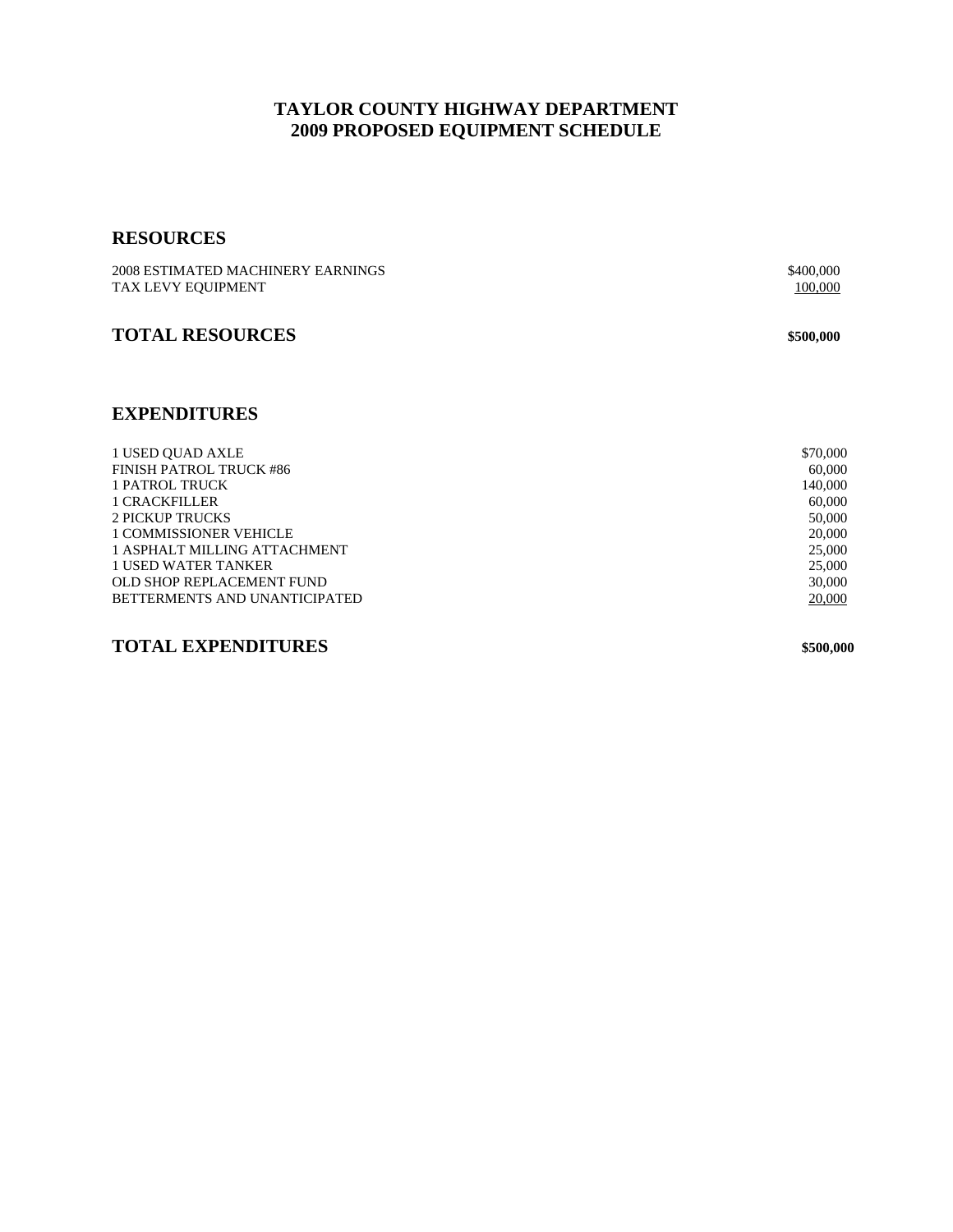# TAYLOR COUNTY HIGHWAY DEPARTMENT
# 2009 PROPOSED EQUIPMENT SCHEDULE

## RESOURCES

| | |
|---|---|
| 2008 ESTIMATED MACHINERY EARNINGS | $400,000 |
| TAX LEVY EQUIPMENT | 100,000 |

## TOTAL RESOURCES **$500,000**

## EXPENDITURES

| | |
|---|---|
| 1 USED QUAD AXLE | $70,000 |
| FINISH PATROL TRUCK #86 | 60,000 |
| 1 PATROL TRUCK | 140,000 |
| 1 CRACKFILLER | 60,000 |
| 2 PICKUP TRUCKS | 50,000 |
| 1 COMMISSIONER VEHICLE | 20,000 |
| 1 ASPHALT MILLING ATTACHMENT | 25,000 |
| 1 USED WATER TANKER | 25,000 |
| OLD SHOP REPLACEMENT FUND | 30,000 |
| BETTERMENTS AND UNANTICIPATED | 20,000 |

## TOTAL EXPENDITURES **$500,000**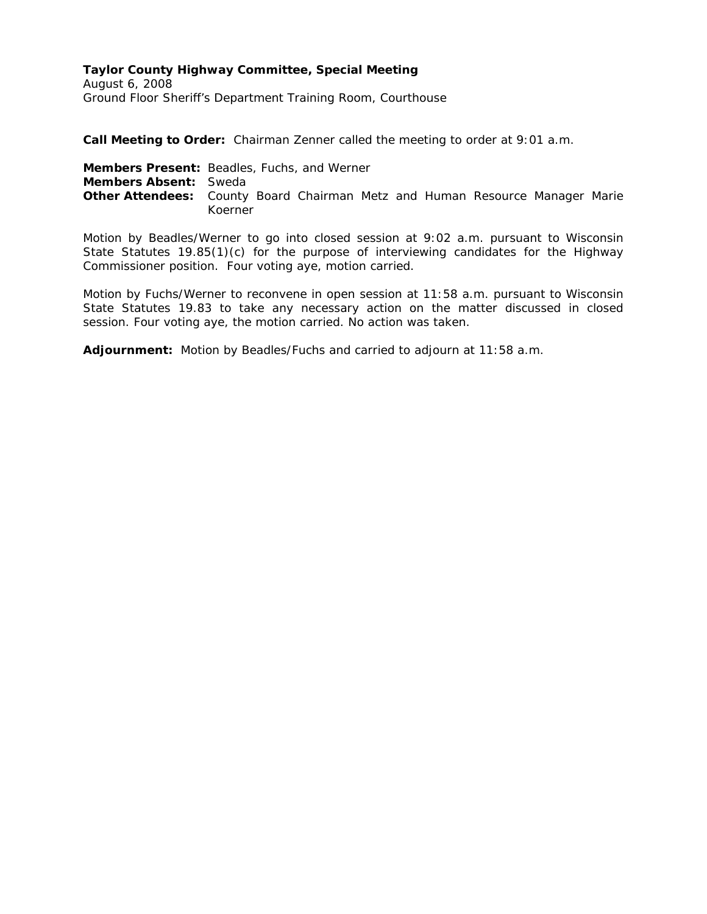**Taylor County Highway Committee, Special Meeting**
August 6, 2008
Ground Floor Sheriff's Department Training Room, Courthouse

**Call Meeting to Order:** Chairman Zenner called the meeting to order at 9:01 a.m.

**Members Present:** Beadles, Fuchs, and Werner
**Members Absent:** Sweda
**Other Attendees:** County Board Chairman Metz and Human Resource Manager Marie Koerner

Motion by Beadles/Werner to go into closed session at 9:02 a.m. pursuant to Wisconsin State Statutes 19.85(1)(c) for the purpose of interviewing candidates for the Highway Commissioner position. Four voting aye, motion carried.

Motion by Fuchs/Werner to reconvene in open session at 11:58 a.m. pursuant to Wisconsin State Statutes 19.83 to take any necessary action on the matter discussed in closed session. Four voting aye, the motion carried. No action was taken.

**Adjournment:** Motion by Beadles/Fuchs and carried to adjourn at 11:58 a.m.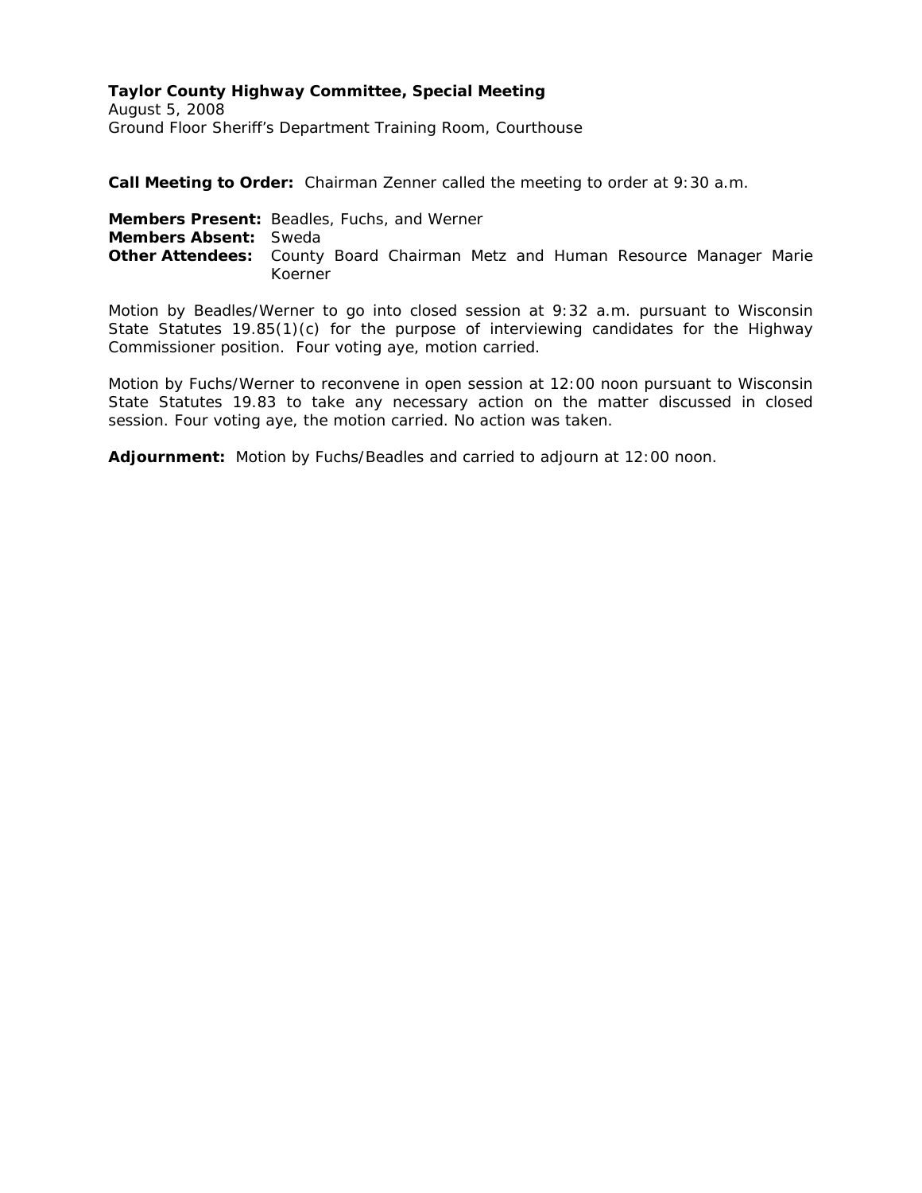**Taylor County Highway Committee, Special Meeting**
August 5, 2008
Ground Floor Sheriff's Department Training Room, Courthouse

**Call Meeting to Order:** Chairman Zenner called the meeting to order at 9:30 a.m.

**Members Present:** Beadles, Fuchs, and Werner
**Members Absent:** Sweda
**Other Attendees:** County Board Chairman Metz and Human Resource Manager Marie Koerner

Motion by Beadles/Werner to go into closed session at 9:32 a.m. pursuant to Wisconsin State Statutes 19.85(1)(c) for the purpose of interviewing candidates for the Highway Commissioner position. Four voting aye, motion carried.

Motion by Fuchs/Werner to reconvene in open session at 12:00 noon pursuant to Wisconsin State Statutes 19.83 to take any necessary action on the matter discussed in closed session. Four voting aye, the motion carried. No action was taken.

**Adjournment:** Motion by Fuchs/Beadles and carried to adjourn at 12:00 noon.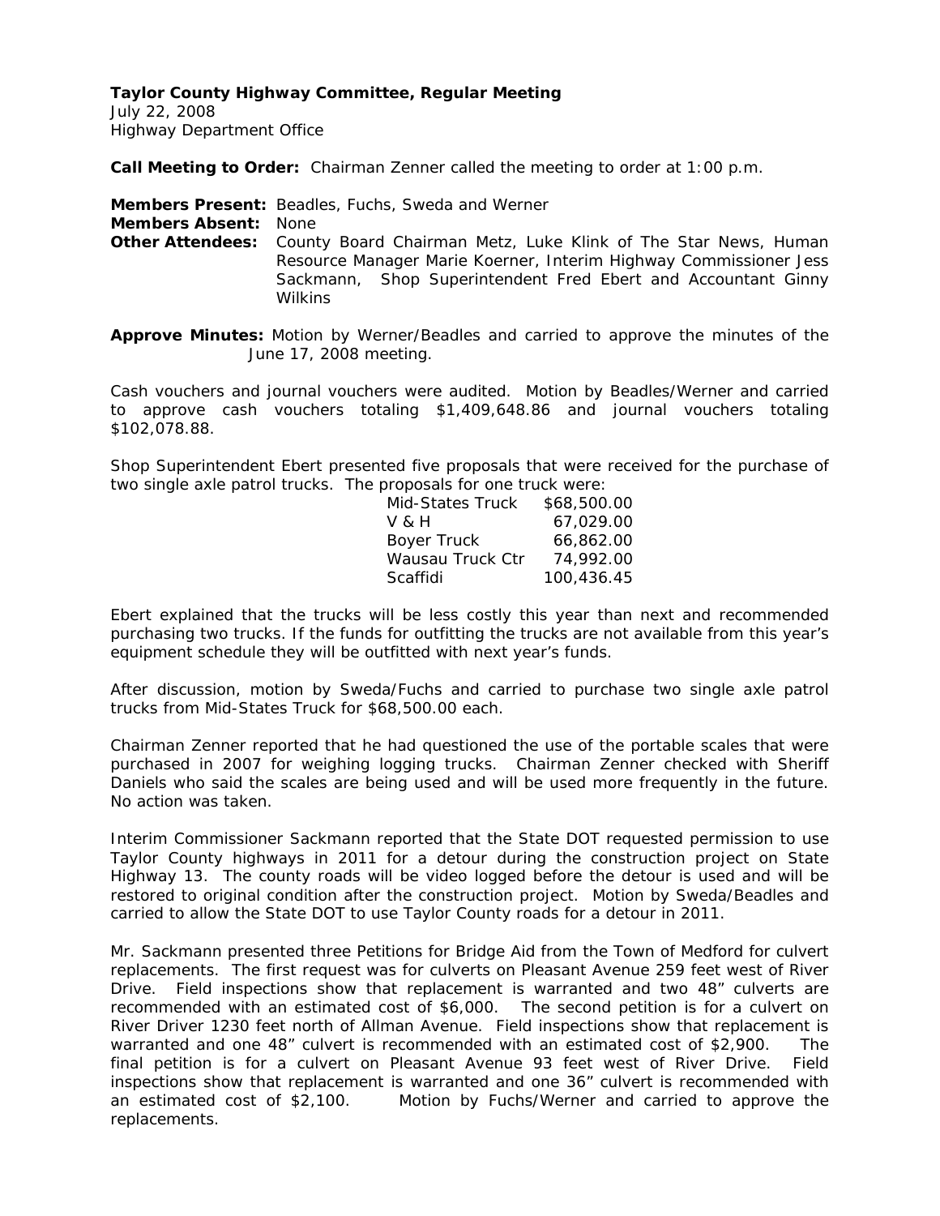**Taylor County Highway Committee, Regular Meeting**
July 22, 2008
Highway Department Office

**Call Meeting to Order:** Chairman Zenner called the meeting to order at 1:00 p.m.

**Members Present:** Beadles, Fuchs, Sweda and Werner
**Members Absent:** None
**Other Attendees:** County Board Chairman Metz, Luke Klink of The Star News, Human Resource Manager Marie Koerner, Interim Highway Commissioner Jess Sackmann, Shop Superintendent Fred Ebert and Accountant Ginny Wilkins

**Approve Minutes:** Motion by Werner/Beadles and carried to approve the minutes of the June 17, 2008 meeting.

Cash vouchers and journal vouchers were audited. Motion by Beadles/Werner and carried to approve cash vouchers totaling $1,409,648.86 and journal vouchers totaling $102,078.88.

Shop Superintendent Ebert presented five proposals that were received for the purchase of two single axle patrol trucks. The proposals for one truck were:

| | |
|---|---|
| Mid-States Truck | $68,500.00 |
| V & H | 67,029.00 |
| Boyer Truck | 66,862.00 |
| Wausau Truck Ctr | 74,992.00 |
| Scaffidi | 100,436.45 |

Ebert explained that the trucks will be less costly this year than next and recommended purchasing two trucks. If the funds for outfitting the trucks are not available from this year's equipment schedule they will be outfitted with next year's funds.

After discussion, motion by Sweda/Fuchs and carried to purchase two single axle patrol trucks from Mid-States Truck for $68,500.00 each.

Chairman Zenner reported that he had questioned the use of the portable scales that were purchased in 2007 for weighing logging trucks. Chairman Zenner checked with Sheriff Daniels who said the scales are being used and will be used more frequently in the future. No action was taken.

Interim Commissioner Sackmann reported that the State DOT requested permission to use Taylor County highways in 2011 for a detour during the construction project on State Highway 13. The county roads will be video logged before the detour is used and will be restored to original condition after the construction project. Motion by Sweda/Beadles and carried to allow the State DOT to use Taylor County roads for a detour in 2011.

Mr. Sackmann presented three Petitions for Bridge Aid from the Town of Medford for culvert replacements. The first request was for culverts on Pleasant Avenue 259 feet west of River Drive. Field inspections show that replacement is warranted and two 48" culverts are recommended with an estimated cost of $6,000. The second petition is for a culvert on River Driver 1230 feet north of Allman Avenue. Field inspections show that replacement is warranted and one 48" culvert is recommended with an estimated cost of $2,900. The final petition is for a culvert on Pleasant Avenue 93 feet west of River Drive. Field inspections show that replacement is warranted and one 36" culvert is recommended with an estimated cost of $2,100. Motion by Fuchs/Werner and carried to approve the replacements.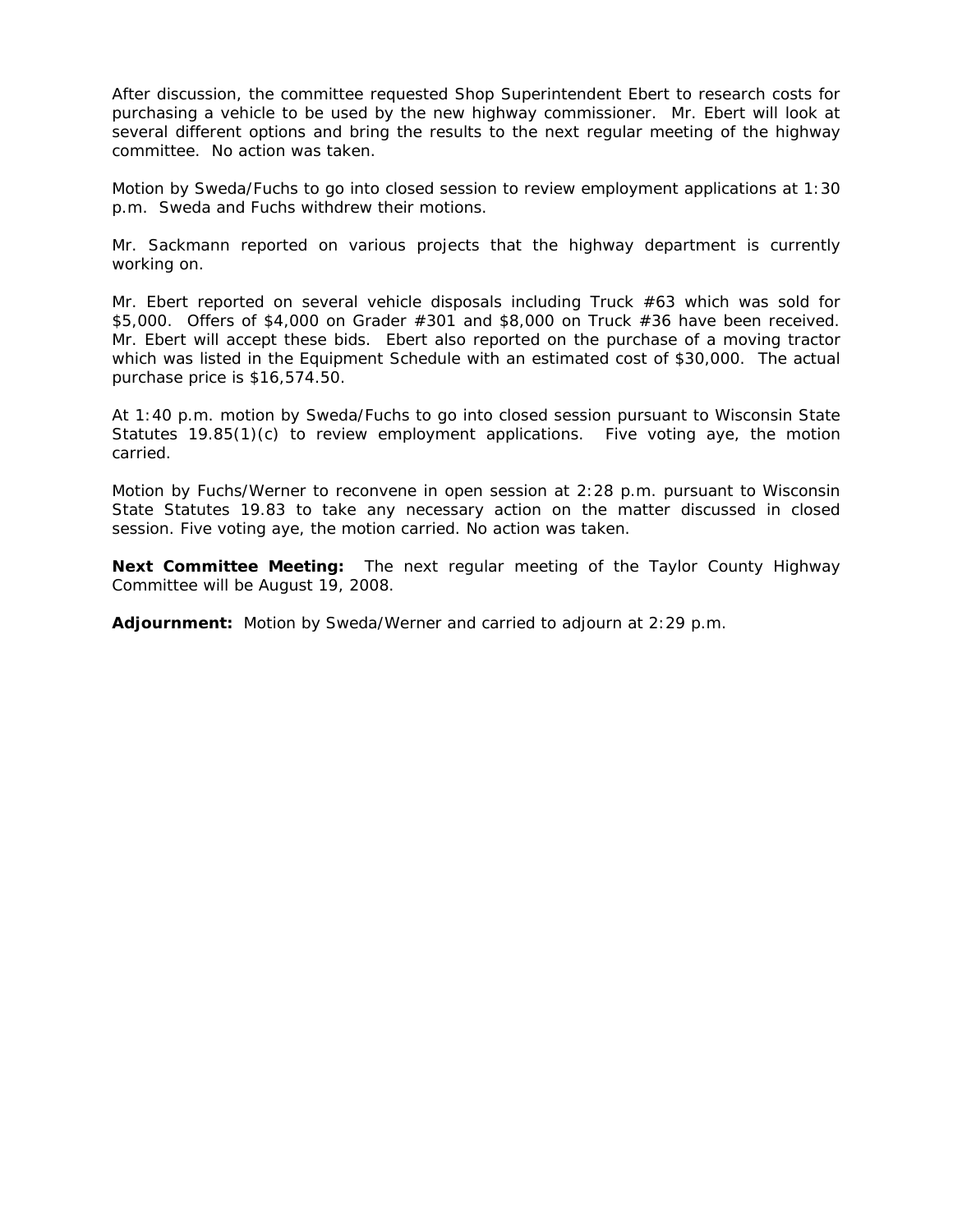After discussion, the committee requested Shop Superintendent Ebert to research costs for purchasing a vehicle to be used by the new highway commissioner. Mr. Ebert will look at several different options and bring the results to the next regular meeting of the highway committee. No action was taken.

Motion by Sweda/Fuchs to go into closed session to review employment applications at 1:30 p.m. Sweda and Fuchs withdrew their motions.

Mr. Sackmann reported on various projects that the highway department is currently working on.

Mr. Ebert reported on several vehicle disposals including Truck #63 which was sold for $5,000. Offers of $4,000 on Grader #301 and $8,000 on Truck #36 have been received. Mr. Ebert will accept these bids. Ebert also reported on the purchase of a moving tractor which was listed in the Equipment Schedule with an estimated cost of $30,000. The actual purchase price is $16,574.50.

At 1:40 p.m. motion by Sweda/Fuchs to go into closed session pursuant to Wisconsin State Statutes 19.85(1)(c) to review employment applications. Five voting aye, the motion carried.

Motion by Fuchs/Werner to reconvene in open session at 2:28 p.m. pursuant to Wisconsin State Statutes 19.83 to take any necessary action on the matter discussed in closed session. Five voting aye, the motion carried. No action was taken.

**Next Committee Meeting:** The next regular meeting of the Taylor County Highway Committee will be August 19, 2008.

**Adjournment:** Motion by Sweda/Werner and carried to adjourn at 2:29 p.m.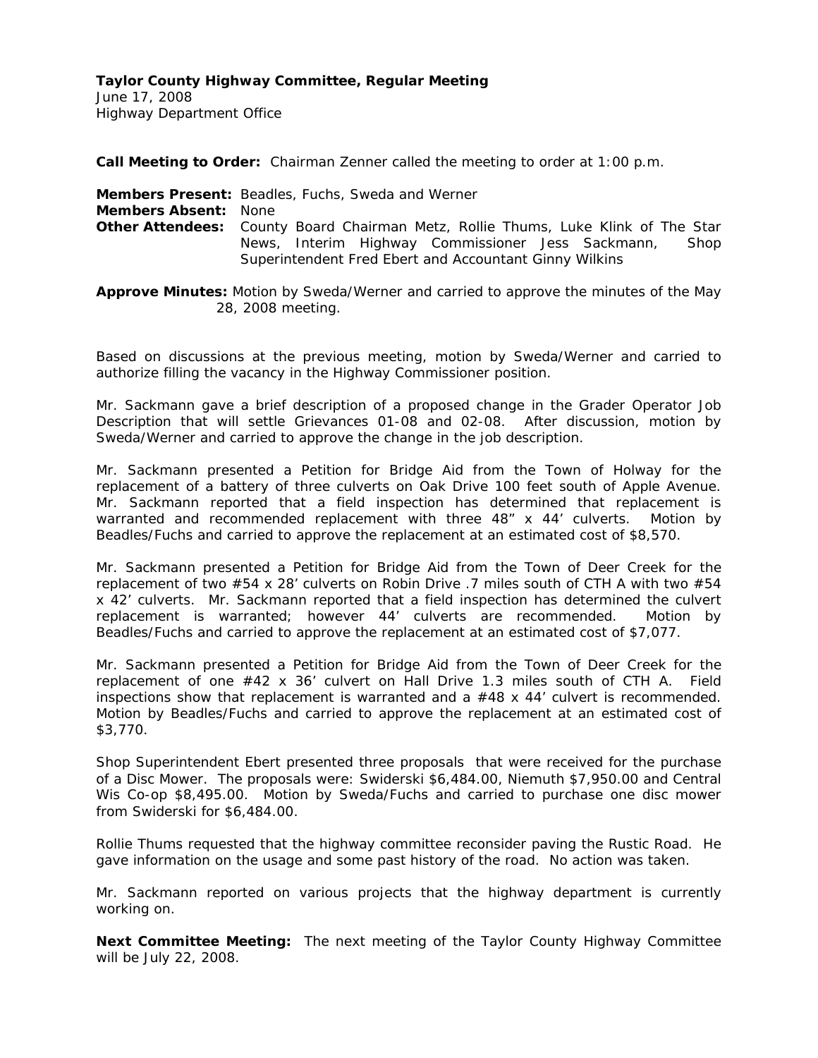**Taylor County Highway Committee, Regular Meeting**
June 17, 2008
Highway Department Office

**Call Meeting to Order:** Chairman Zenner called the meeting to order at 1:00 p.m.

**Members Present:** Beadles, Fuchs, Sweda and Werner
**Members Absent:** None
**Other Attendees:** County Board Chairman Metz, Rollie Thums, Luke Klink of The Star News, Interim Highway Commissioner Jess Sackmann, Shop Superintendent Fred Ebert and Accountant Ginny Wilkins

**Approve Minutes:** Motion by Sweda/Werner and carried to approve the minutes of the May 28, 2008 meeting.

Based on discussions at the previous meeting, motion by Sweda/Werner and carried to authorize filling the vacancy in the Highway Commissioner position.

Mr. Sackmann gave a brief description of a proposed change in the Grader Operator Job Description that will settle Grievances 01-08 and 02-08. After discussion, motion by Sweda/Werner and carried to approve the change in the job description.

Mr. Sackmann presented a Petition for Bridge Aid from the Town of Holway for the replacement of a battery of three culverts on Oak Drive 100 feet south of Apple Avenue. Mr. Sackmann reported that a field inspection has determined that replacement is warranted and recommended replacement with three 48" x 44' culverts. Motion by Beadles/Fuchs and carried to approve the replacement at an estimated cost of $8,570.

Mr. Sackmann presented a Petition for Bridge Aid from the Town of Deer Creek for the replacement of two #54 x 28' culverts on Robin Drive .7 miles south of CTH A with two #54 x 42' culverts. Mr. Sackmann reported that a field inspection has determined the culvert replacement is warranted; however 44' culverts are recommended. Motion by Beadles/Fuchs and carried to approve the replacement at an estimated cost of $7,077.

Mr. Sackmann presented a Petition for Bridge Aid from the Town of Deer Creek for the replacement of one #42 x 36' culvert on Hall Drive 1.3 miles south of CTH A. Field inspections show that replacement is warranted and a #48 x 44' culvert is recommended. Motion by Beadles/Fuchs and carried to approve the replacement at an estimated cost of $3,770.

Shop Superintendent Ebert presented three proposals that were received for the purchase of a Disc Mower. The proposals were: Swiderski $6,484.00, Niemuth $7,950.00 and Central Wis Co-op $8,495.00. Motion by Sweda/Fuchs and carried to purchase one disc mower from Swiderski for $6,484.00.

Rollie Thums requested that the highway committee reconsider paving the Rustic Road. He gave information on the usage and some past history of the road. No action was taken.

Mr. Sackmann reported on various projects that the highway department is currently working on.

**Next Committee Meeting:** The next meeting of the Taylor County Highway Committee will be July 22, 2008.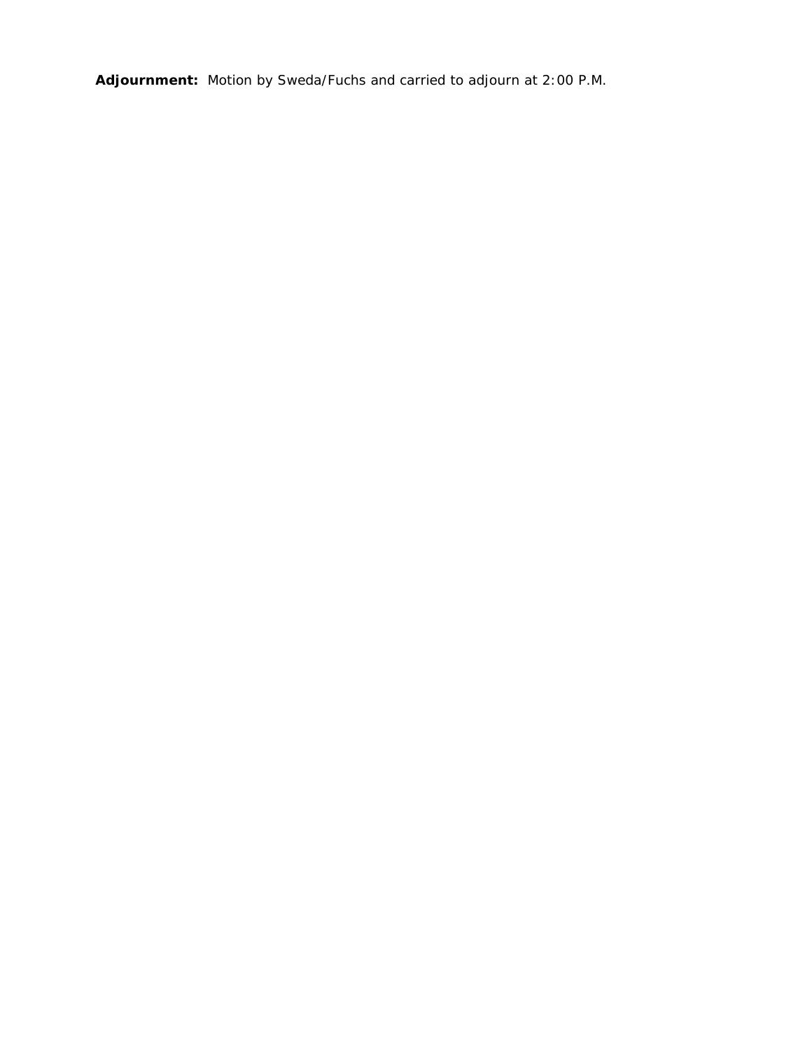**Adjournment:** Motion by Sweda/Fuchs and carried to adjourn at 2:00 P.M.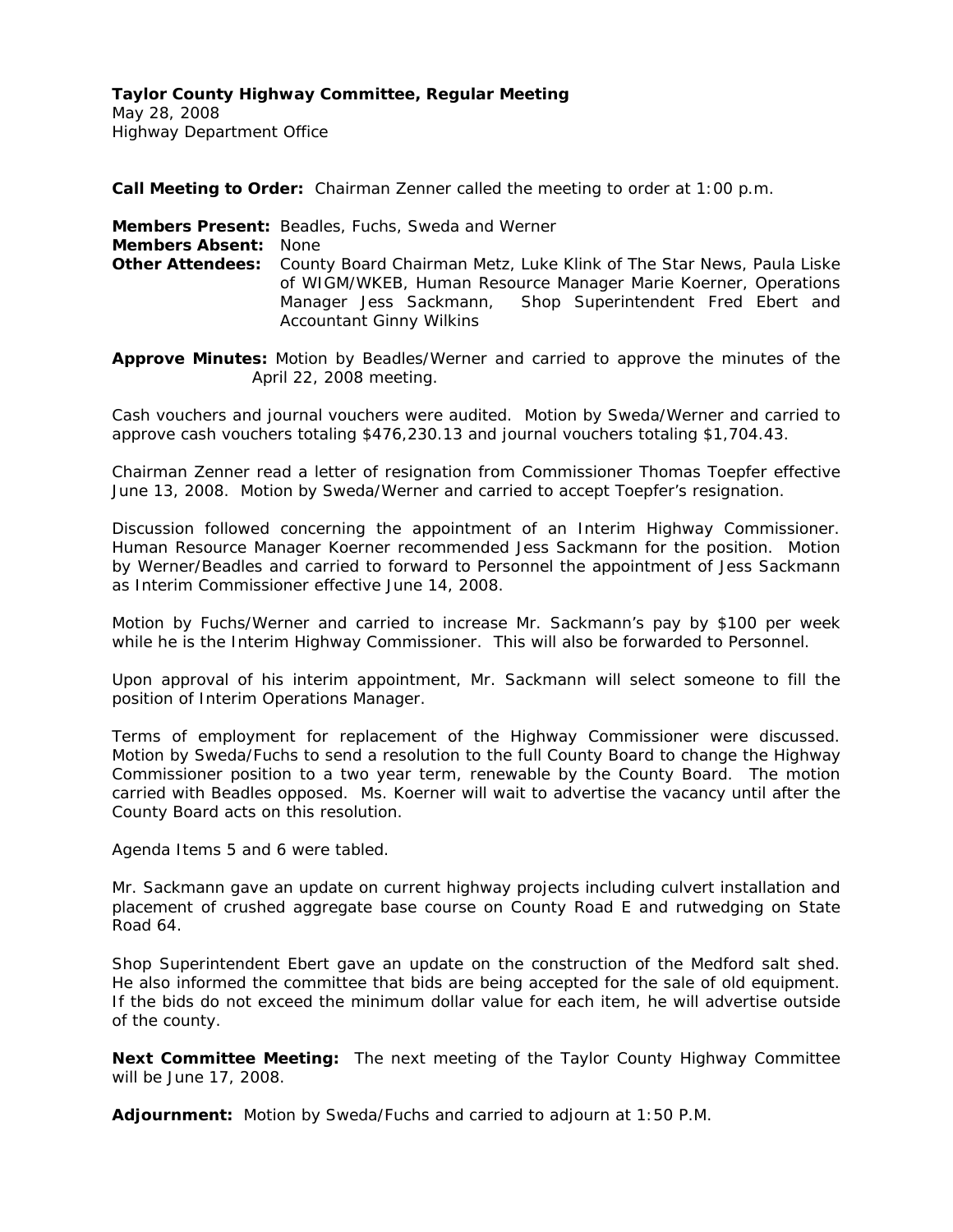**Taylor County Highway Committee, Regular Meeting**
May 28, 2008
Highway Department Office

**Call Meeting to Order:** Chairman Zenner called the meeting to order at 1:00 p.m.

**Members Present:** Beadles, Fuchs, Sweda and Werner
**Members Absent:** None
**Other Attendees:** County Board Chairman Metz, Luke Klink of The Star News, Paula Liske of WIGM/WKEB, Human Resource Manager Marie Koerner, Operations Manager Jess Sackmann, Shop Superintendent Fred Ebert and Accountant Ginny Wilkins

**Approve Minutes:** Motion by Beadles/Werner and carried to approve the minutes of the April 22, 2008 meeting.

Cash vouchers and journal vouchers were audited. Motion by Sweda/Werner and carried to approve cash vouchers totaling $476,230.13 and journal vouchers totaling $1,704.43.

Chairman Zenner read a letter of resignation from Commissioner Thomas Toepfer effective June 13, 2008. Motion by Sweda/Werner and carried to accept Toepfer's resignation.

Discussion followed concerning the appointment of an Interim Highway Commissioner. Human Resource Manager Koerner recommended Jess Sackmann for the position. Motion by Werner/Beadles and carried to forward to Personnel the appointment of Jess Sackmann as Interim Commissioner effective June 14, 2008.

Motion by Fuchs/Werner and carried to increase Mr. Sackmann's pay by $100 per week while he is the Interim Highway Commissioner. This will also be forwarded to Personnel.

Upon approval of his interim appointment, Mr. Sackmann will select someone to fill the position of Interim Operations Manager.

Terms of employment for replacement of the Highway Commissioner were discussed. Motion by Sweda/Fuchs to send a resolution to the full County Board to change the Highway Commissioner position to a two year term, renewable by the County Board. The motion carried with Beadles opposed. Ms. Koerner will wait to advertise the vacancy until after the County Board acts on this resolution.

Agenda Items 5 and 6 were tabled.

Mr. Sackmann gave an update on current highway projects including culvert installation and placement of crushed aggregate base course on County Road E and rutwedging on State Road 64.

Shop Superintendent Ebert gave an update on the construction of the Medford salt shed. He also informed the committee that bids are being accepted for the sale of old equipment. If the bids do not exceed the minimum dollar value for each item, he will advertise outside of the county.

**Next Committee Meeting:** The next meeting of the Taylor County Highway Committee will be June 17, 2008.

**Adjournment:** Motion by Sweda/Fuchs and carried to adjourn at 1:50 P.M.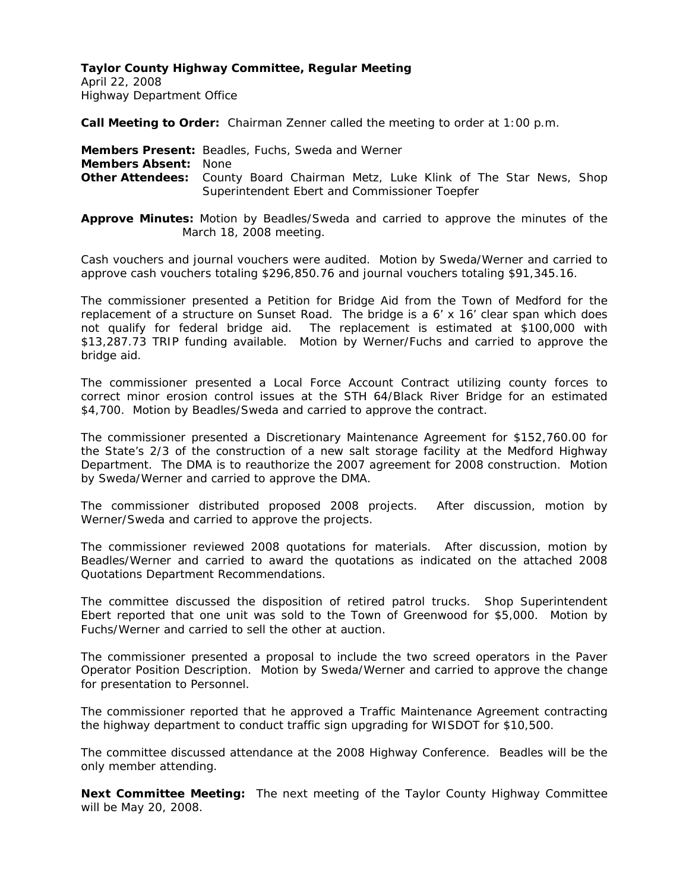**Taylor County Highway Committee, Regular Meeting**
April 22, 2008
Highway Department Office

**Call Meeting to Order:** Chairman Zenner called the meeting to order at 1:00 p.m.

**Members Present:** Beadles, Fuchs, Sweda and Werner
**Members Absent:** None
**Other Attendees:** County Board Chairman Metz, Luke Klink of The Star News, Shop Superintendent Ebert and Commissioner Toepfer

**Approve Minutes:** Motion by Beadles/Sweda and carried to approve the minutes of the March 18, 2008 meeting.

Cash vouchers and journal vouchers were audited. Motion by Sweda/Werner and carried to approve cash vouchers totaling $296,850.76 and journal vouchers totaling $91,345.16.

The commissioner presented a Petition for Bridge Aid from the Town of Medford for the replacement of a structure on Sunset Road. The bridge is a 6' x 16' clear span which does not qualify for federal bridge aid. The replacement is estimated at $100,000 with $13,287.73 TRIP funding available. Motion by Werner/Fuchs and carried to approve the bridge aid.

The commissioner presented a Local Force Account Contract utilizing county forces to correct minor erosion control issues at the STH 64/Black River Bridge for an estimated $4,700. Motion by Beadles/Sweda and carried to approve the contract.

The commissioner presented a Discretionary Maintenance Agreement for $152,760.00 for the State's 2/3 of the construction of a new salt storage facility at the Medford Highway Department. The DMA is to reauthorize the 2007 agreement for 2008 construction. Motion by Sweda/Werner and carried to approve the DMA.

The commissioner distributed proposed 2008 projects. After discussion, motion by Werner/Sweda and carried to approve the projects.

The commissioner reviewed 2008 quotations for materials. After discussion, motion by Beadles/Werner and carried to award the quotations as indicated on the attached 2008 Quotations Department Recommendations.

The committee discussed the disposition of retired patrol trucks. Shop Superintendent Ebert reported that one unit was sold to the Town of Greenwood for $5,000. Motion by Fuchs/Werner and carried to sell the other at auction.

The commissioner presented a proposal to include the two screed operators in the Paver Operator Position Description. Motion by Sweda/Werner and carried to approve the change for presentation to Personnel.

The commissioner reported that he approved a Traffic Maintenance Agreement contracting the highway department to conduct traffic sign upgrading for WISDOT for $10,500.

The committee discussed attendance at the 2008 Highway Conference. Beadles will be the only member attending.

**Next Committee Meeting:** The next meeting of the Taylor County Highway Committee will be May 20, 2008.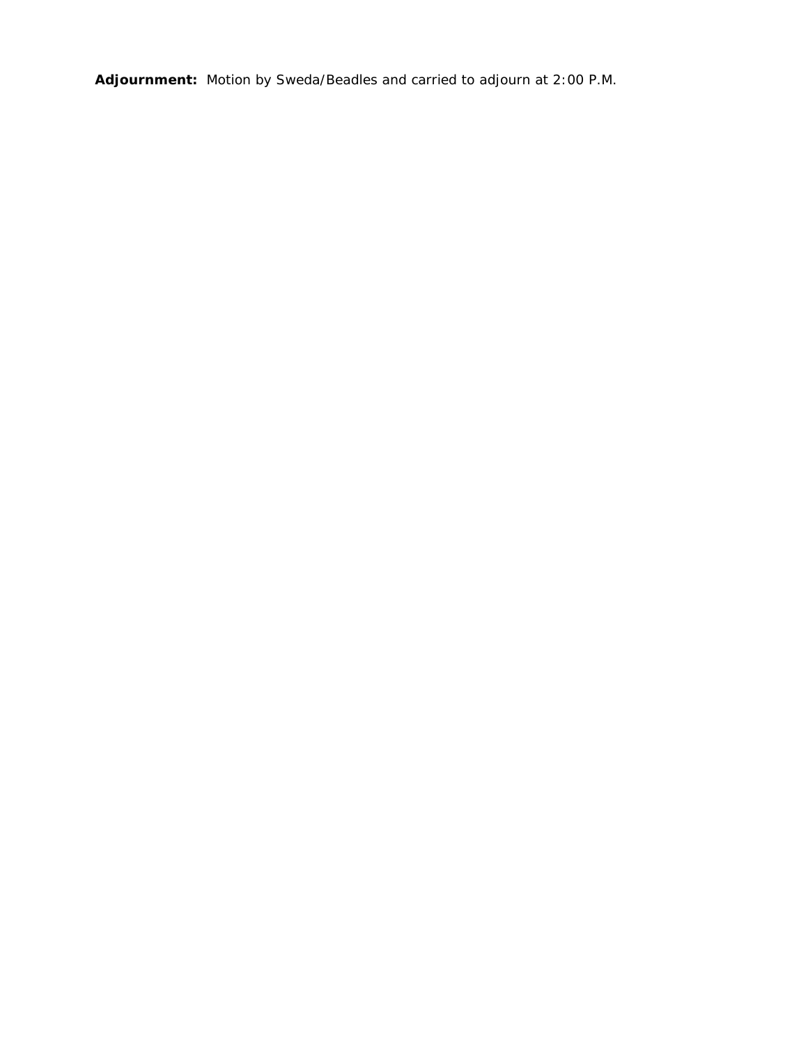**Adjournment:** Motion by Sweda/Beadles and carried to adjourn at 2:00 P.M.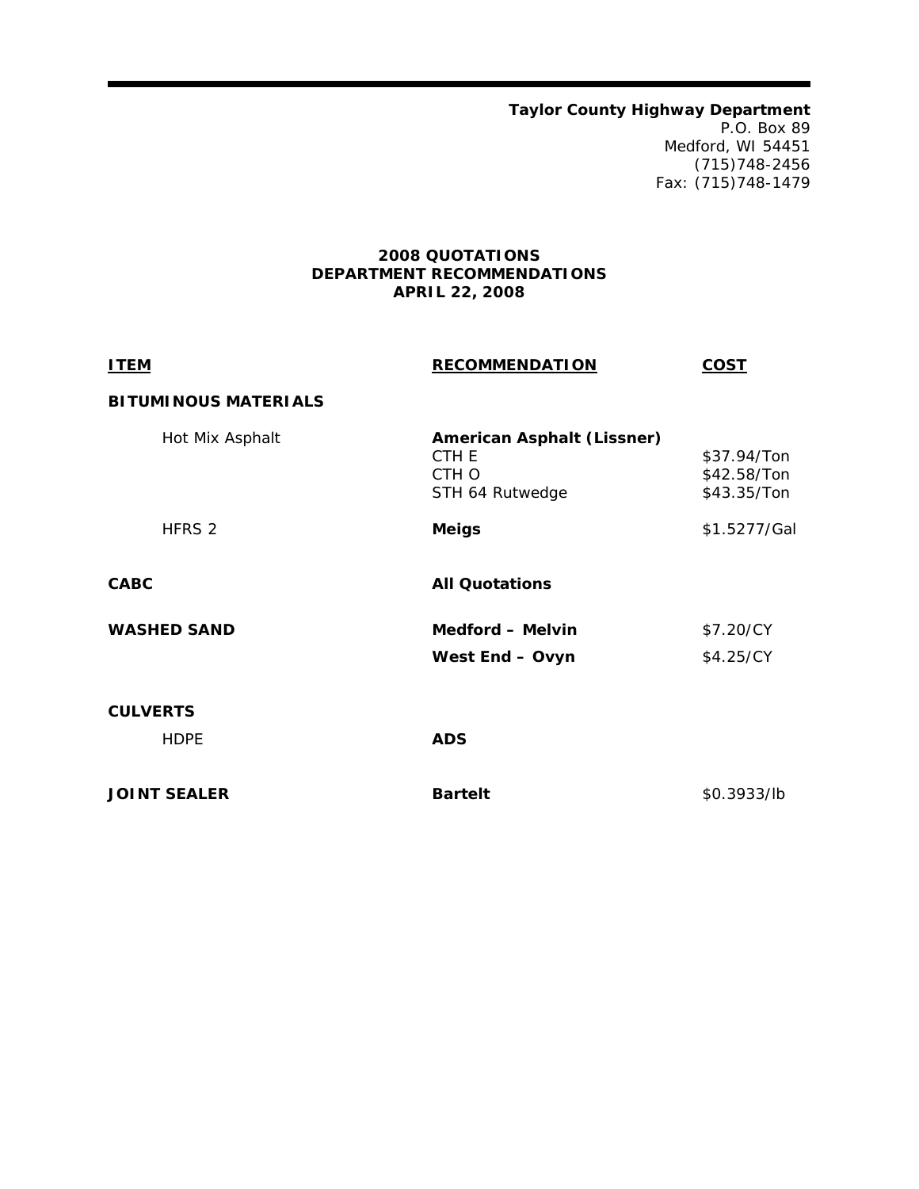**Taylor County Highway Department**
P.O. Box 89
Medford, WI 54451
(715)748-2456
Fax: (715)748-1479

**2008 QUOTATIONS**
**DEPARTMENT RECOMMENDATIONS**
**APRIL 22, 2008**

| ITEM | RECOMMENDATION | COST |
|---|---|---|
| **BITUMINOUS MATERIALS** | | |
| Hot Mix Asphalt | **American Asphalt (Lissner)** | |
| | CTH E | $37.94/Ton |
| | CTH O | $42.58/Ton |
| | STH 64 Rutwedge | $43.35/Ton |
| HFRS 2 | **Meigs** | $1.5277/Gal |
| **CABC** | **All Quotations** | |
| **WASHED SAND** | **Medford – Melvin** | $7.20/CY |
| | **West End – Ovyn** | $4.25/CY |
| **CULVERTS** | | |
| HDPE | **ADS** | |
| **JOINT SEALER** | **Bartelt** | $0.3933/lb |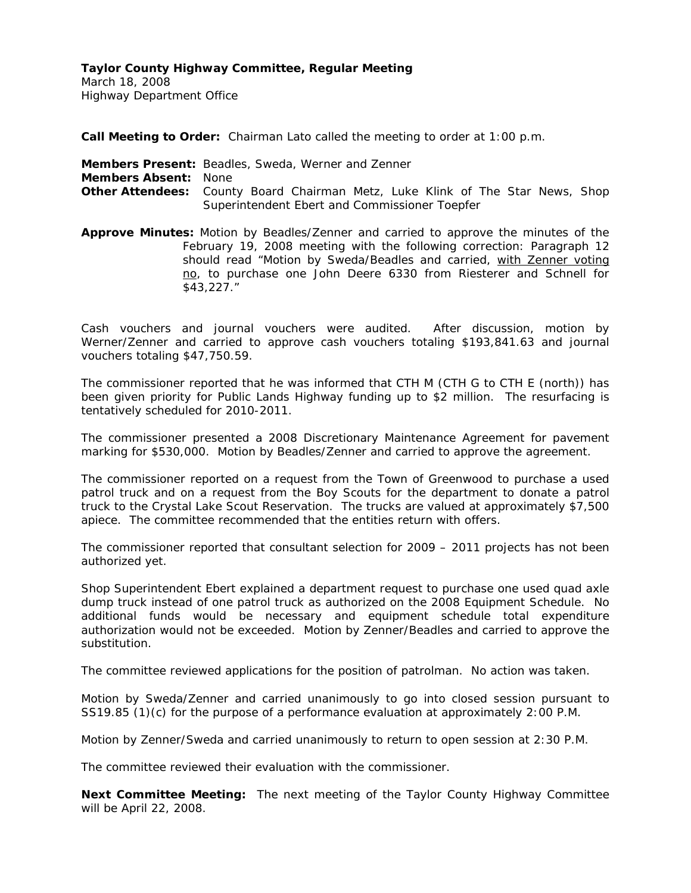**Taylor County Highway Committee, Regular Meeting**
March 18, 2008
Highway Department Office

**Call Meeting to Order:** Chairman Lato called the meeting to order at 1:00 p.m.

**Members Present:** Beadles, Sweda, Werner and Zenner
**Members Absent:** None
**Other Attendees:** County Board Chairman Metz, Luke Klink of The Star News, Shop Superintendent Ebert and Commissioner Toepfer

**Approve Minutes:** Motion by Beadles/Zenner and carried to approve the minutes of the February 19, 2008 meeting with the following correction: Paragraph 12 should read "Motion by Sweda/Beadles and carried, <u>with Zenner voting no</u>, to purchase one John Deere 6330 from Riesterer and Schnell for $43,227."

Cash vouchers and journal vouchers were audited. After discussion, motion by Werner/Zenner and carried to approve cash vouchers totaling $193,841.63 and journal vouchers totaling $47,750.59.

The commissioner reported that he was informed that CTH M (CTH G to CTH E (north)) has been given priority for Public Lands Highway funding up to $2 million. The resurfacing is tentatively scheduled for 2010-2011.

The commissioner presented a 2008 Discretionary Maintenance Agreement for pavement marking for $530,000. Motion by Beadles/Zenner and carried to approve the agreement.

The commissioner reported on a request from the Town of Greenwood to purchase a used patrol truck and on a request from the Boy Scouts for the department to donate a patrol truck to the Crystal Lake Scout Reservation. The trucks are valued at approximately $7,500 apiece. The committee recommended that the entities return with offers.

The commissioner reported that consultant selection for 2009 – 2011 projects has not been authorized yet.

Shop Superintendent Ebert explained a department request to purchase one used quad axle dump truck instead of one patrol truck as authorized on the 2008 Equipment Schedule. No additional funds would be necessary and equipment schedule total expenditure authorization would not be exceeded. Motion by Zenner/Beadles and carried to approve the substitution.

The committee reviewed applications for the position of patrolman. No action was taken.

Motion by Sweda/Zenner and carried unanimously to go into closed session pursuant to SS19.85 (1)(c) for the purpose of a performance evaluation at approximately 2:00 P.M.

Motion by Zenner/Sweda and carried unanimously to return to open session at 2:30 P.M.

The committee reviewed their evaluation with the commissioner.

**Next Committee Meeting:** The next meeting of the Taylor County Highway Committee will be April 22, 2008.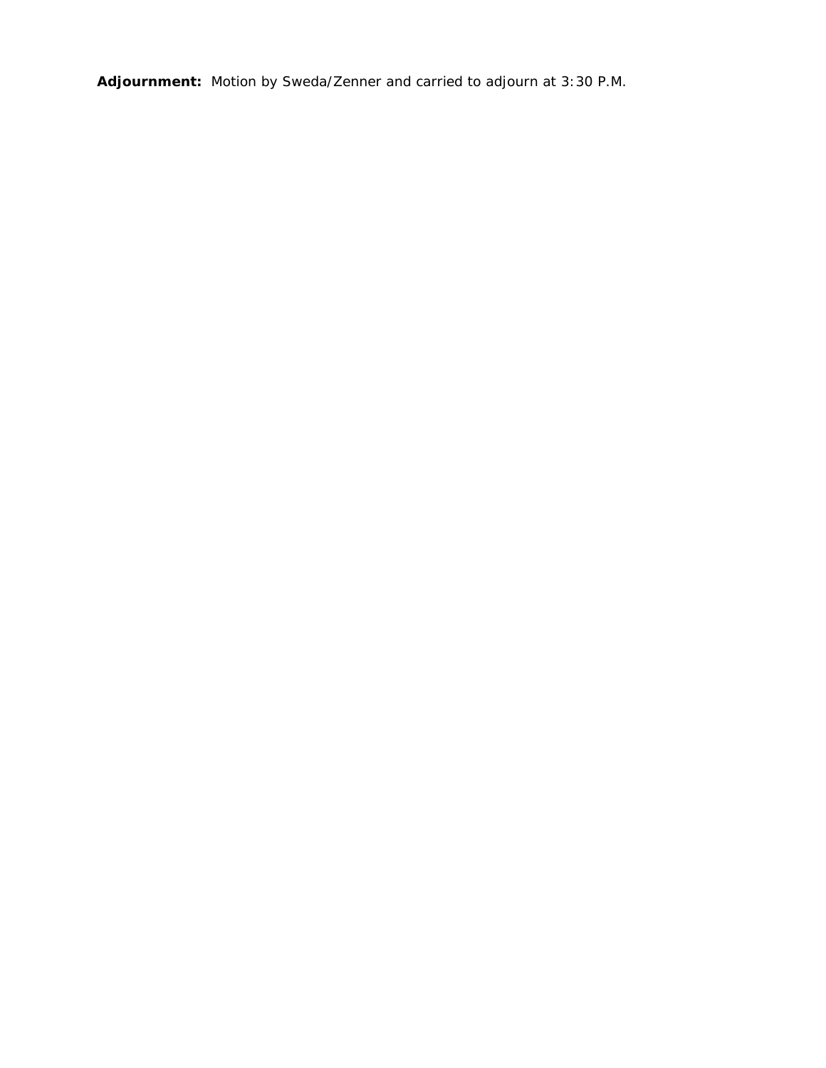**Adjournment:** Motion by Sweda/Zenner and carried to adjourn at 3:30 P.M.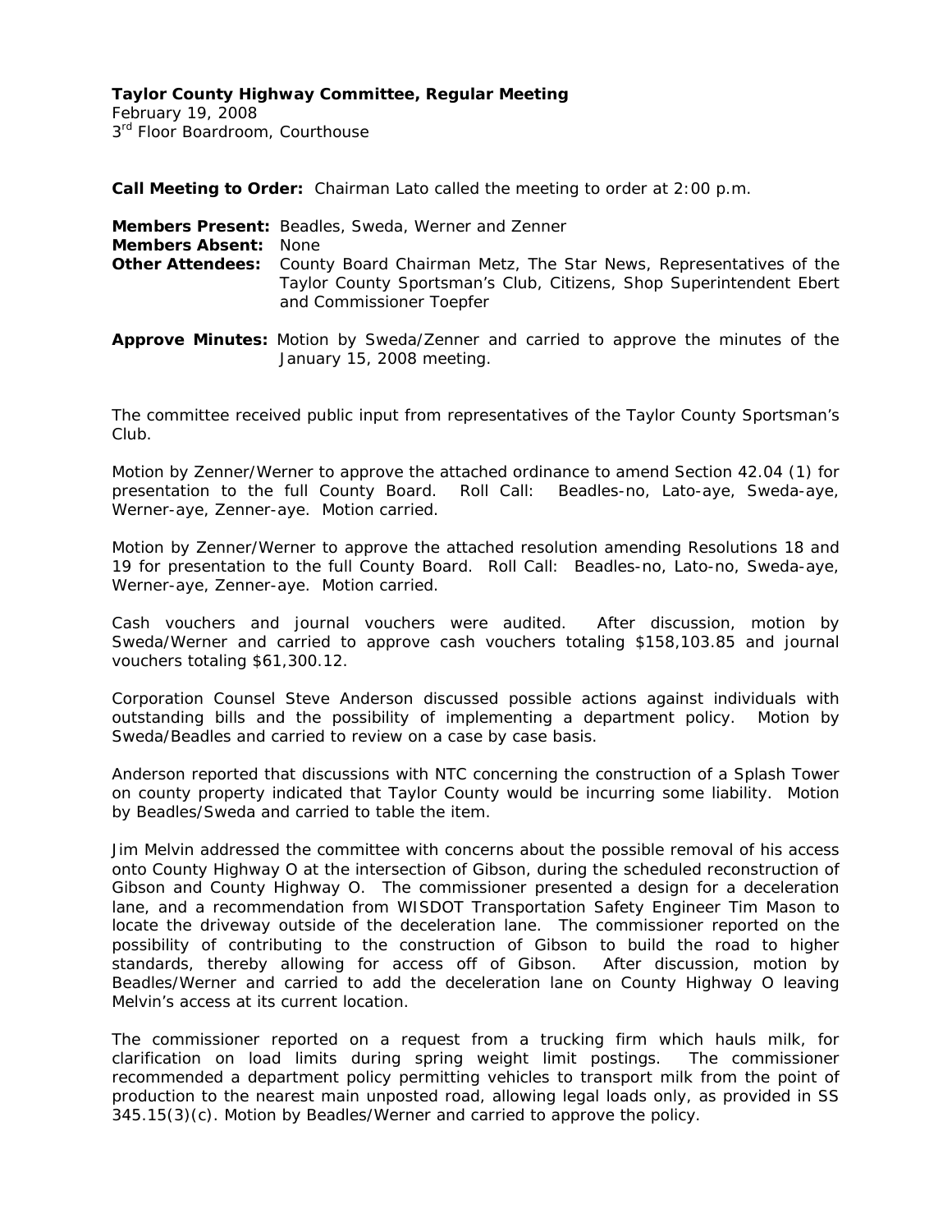**Taylor County Highway Committee, Regular Meeting**
February 19, 2008
3rd Floor Boardroom, Courthouse

**Call Meeting to Order:** Chairman Lato called the meeting to order at 2:00 p.m.

**Members Present:** Beadles, Sweda, Werner and Zenner
**Members Absent:** None
**Other Attendees:** County Board Chairman Metz, The Star News, Representatives of the Taylor County Sportsman's Club, Citizens, Shop Superintendent Ebert and Commissioner Toepfer

**Approve Minutes:** Motion by Sweda/Zenner and carried to approve the minutes of the January 15, 2008 meeting.

The committee received public input from representatives of the Taylor County Sportsman's Club.

Motion by Zenner/Werner to approve the attached ordinance to amend Section 42.04 (1) for presentation to the full County Board. Roll Call: Beadles-no, Lato-aye, Sweda-aye, Werner-aye, Zenner-aye. Motion carried.

Motion by Zenner/Werner to approve the attached resolution amending Resolutions 18 and 19 for presentation to the full County Board. Roll Call: Beadles-no, Lato-no, Sweda-aye, Werner-aye, Zenner-aye. Motion carried.

Cash vouchers and journal vouchers were audited. After discussion, motion by Sweda/Werner and carried to approve cash vouchers totaling $158,103.85 and journal vouchers totaling $61,300.12.

Corporation Counsel Steve Anderson discussed possible actions against individuals with outstanding bills and the possibility of implementing a department policy. Motion by Sweda/Beadles and carried to review on a case by case basis.

Anderson reported that discussions with NTC concerning the construction of a Splash Tower on county property indicated that Taylor County would be incurring some liability. Motion by Beadles/Sweda and carried to table the item.

Jim Melvin addressed the committee with concerns about the possible removal of his access onto County Highway O at the intersection of Gibson, during the scheduled reconstruction of Gibson and County Highway O. The commissioner presented a design for a deceleration lane, and a recommendation from WISDOT Transportation Safety Engineer Tim Mason to locate the driveway outside of the deceleration lane. The commissioner reported on the possibility of contributing to the construction of Gibson to build the road to higher standards, thereby allowing for access off of Gibson. After discussion, motion by Beadles/Werner and carried to add the deceleration lane on County Highway O leaving Melvin's access at its current location.

The commissioner reported on a request from a trucking firm which hauls milk, for clarification on load limits during spring weight limit postings. The commissioner recommended a department policy permitting vehicles to transport milk from the point of production to the nearest main unposted road, allowing legal loads only, as provided in SS 345.15(3)(c). Motion by Beadles/Werner and carried to approve the policy.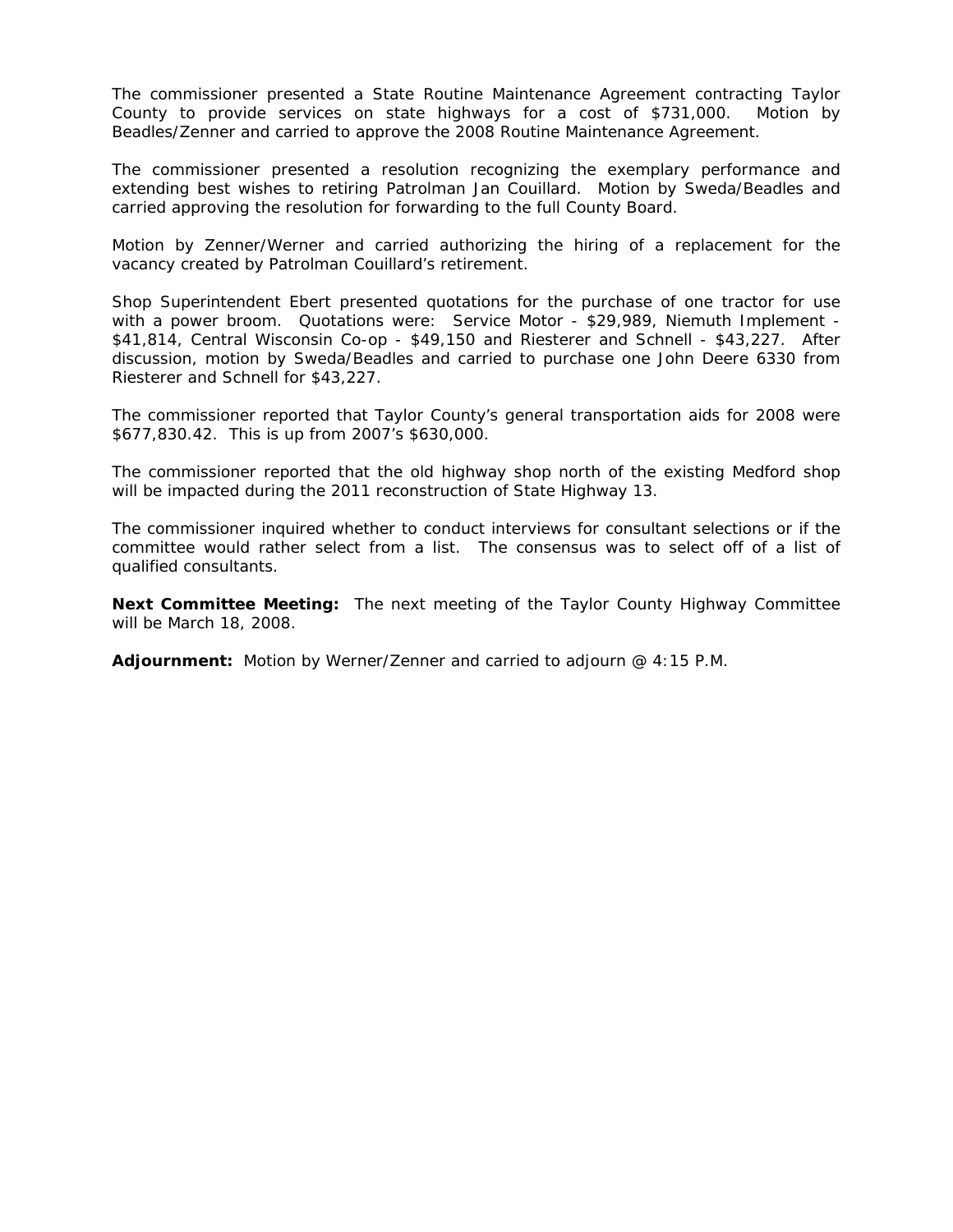The commissioner presented a State Routine Maintenance Agreement contracting Taylor County to provide services on state highways for a cost of $731,000. Motion by Beadles/Zenner and carried to approve the 2008 Routine Maintenance Agreement.

The commissioner presented a resolution recognizing the exemplary performance and extending best wishes to retiring Patrolman Jan Couillard. Motion by Sweda/Beadles and carried approving the resolution for forwarding to the full County Board.

Motion by Zenner/Werner and carried authorizing the hiring of a replacement for the vacancy created by Patrolman Couillard's retirement.

Shop Superintendent Ebert presented quotations for the purchase of one tractor for use with a power broom. Quotations were: Service Motor - $29,989, Niemuth Implement - $41,814, Central Wisconsin Co-op - $49,150 and Riesterer and Schnell - $43,227. After discussion, motion by Sweda/Beadles and carried to purchase one John Deere 6330 from Riesterer and Schnell for $43,227.

The commissioner reported that Taylor County's general transportation aids for 2008 were $677,830.42. This is up from 2007's $630,000.

The commissioner reported that the old highway shop north of the existing Medford shop will be impacted during the 2011 reconstruction of State Highway 13.

The commissioner inquired whether to conduct interviews for consultant selections or if the committee would rather select from a list. The consensus was to select off of a list of qualified consultants.

**Next Committee Meeting:** The next meeting of the Taylor County Highway Committee will be March 18, 2008.

**Adjournment:** Motion by Werner/Zenner and carried to adjourn @ 4:15 P.M.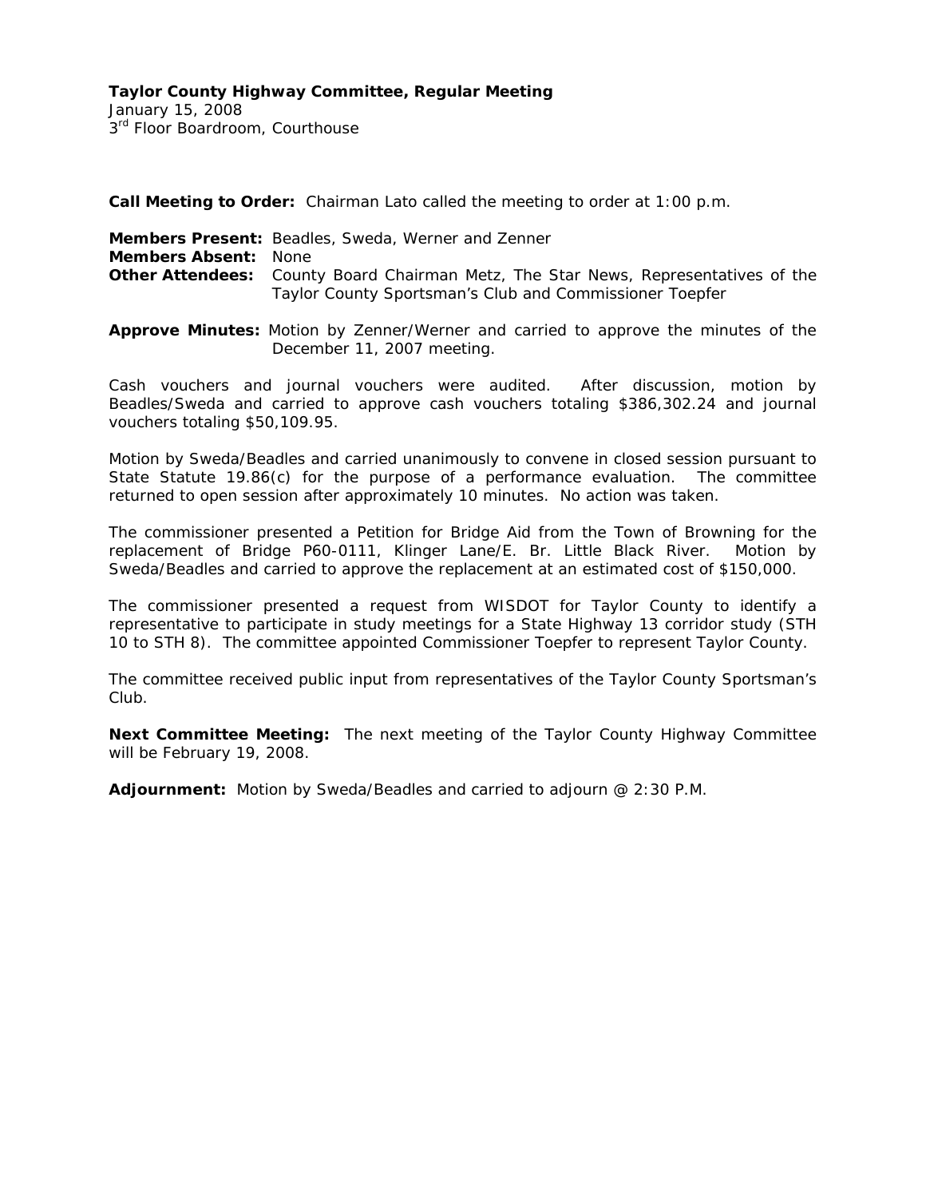**Taylor County Highway Committee, Regular Meeting**
January 15, 2008
3rd Floor Boardroom, Courthouse

**Call Meeting to Order:** Chairman Lato called the meeting to order at 1:00 p.m.

**Members Present:** Beadles, Sweda, Werner and Zenner
**Members Absent:** None
**Other Attendees:** County Board Chairman Metz, The Star News, Representatives of the Taylor County Sportsman's Club and Commissioner Toepfer

**Approve Minutes:** Motion by Zenner/Werner and carried to approve the minutes of the December 11, 2007 meeting.

Cash vouchers and journal vouchers were audited. After discussion, motion by Beadles/Sweda and carried to approve cash vouchers totaling $386,302.24 and journal vouchers totaling $50,109.95.

Motion by Sweda/Beadles and carried unanimously to convene in closed session pursuant to State Statute 19.86(c) for the purpose of a performance evaluation. The committee returned to open session after approximately 10 minutes. No action was taken.

The commissioner presented a Petition for Bridge Aid from the Town of Browning for the replacement of Bridge P60-0111, Klinger Lane/E. Br. Little Black River. Motion by Sweda/Beadles and carried to approve the replacement at an estimated cost of $150,000.

The commissioner presented a request from WISDOT for Taylor County to identify a representative to participate in study meetings for a State Highway 13 corridor study (STH 10 to STH 8). The committee appointed Commissioner Toepfer to represent Taylor County.

The committee received public input from representatives of the Taylor County Sportsman's Club.

**Next Committee Meeting:** The next meeting of the Taylor County Highway Committee will be February 19, 2008.

**Adjournment:** Motion by Sweda/Beadles and carried to adjourn @ 2:30 P.M.